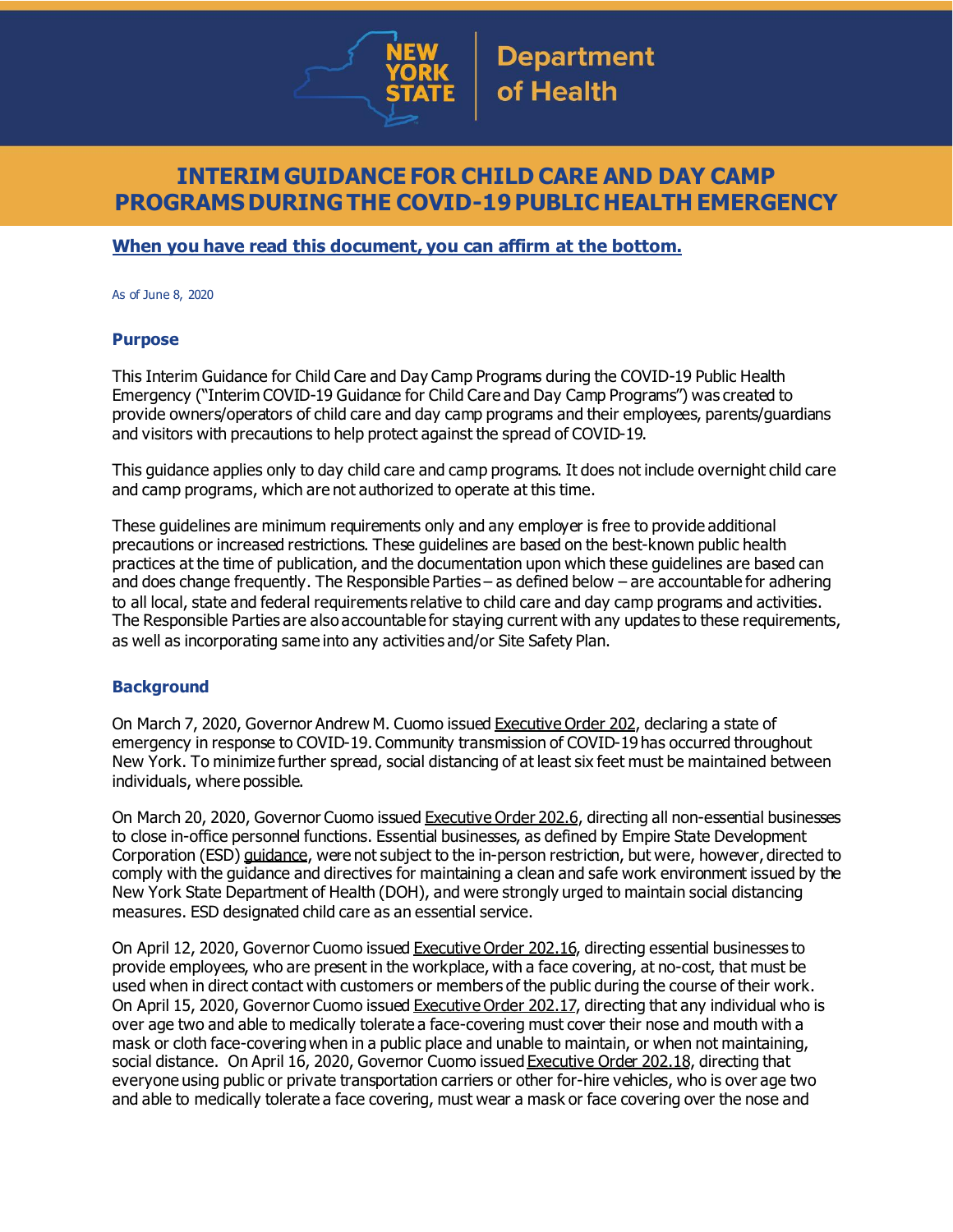# INTERIM GUIDANCE FOR CHILD CARE AND DAY CAMP PROGRAMS DURING THE COVID-19 PUBLIC HEALTH EMERGENCY

**When you have read this document, you can affirm at the bottom.**

As of June 8, 2020

## Purpose

This Interim Guidance for Child Care and Day Camp Programs during the COVID-19 Public Health Emergency ("Interim COVID-19 Guidance for Child Care and Day Camp Programs") was created to provide owners/operators of child care and day camp programs and their employees, parents/guardians and visitors with precautions to help protect against the spread of COVID-19.

This guidance applies only to day child care and camp programs. It does not include overnight child care and camp programs, which are not authorized to operate at this time.

These guidelines are minimum requirements only and any employer is free to provide additional precautions or increased restrictions. These guidelines are based on the best-known public health practices at the time of publication, and the documentation upon which these guidelines are based can and does change frequently. The Responsible Parties – as defined below – are accountable for adhering to all local, state and federal requirements relative to child care and day camp programs and activities. The Responsible Parties are also accountable for staying current with any updates to these requirements, as well as incorporating same into any activities and/or Site Safety Plan.

## Background

On March 7, 2020, Governor Andrew M. Cuomo issued Executive Order 202, declaring a state of emergency in response to COVID-19. Community transmission of COVID-19 has occurred throughout New York. To minimize further spread, social distancing of at least six feet must be maintained between individuals, where possible.

On March 20, 2020, Governor Cuomo issued Executive Order 202.6, directing all non-essential businesses to close in-office personnel functions. Essential businesses, as defined by Empire State Development Corporation (ESD) guidance, were not subject to the in-person restriction, but were, however, directed to comply with the guidance and directives for maintaining a clean and safe work environment issued by the New York State Department of Health (DOH), and were strongly urged to maintain social distancing measures. ESD designated child care as an essential service.

On April 12, 2020, Governor Cuomo issued Executive Order 202.16, directing essential businesses to provide employees, who are present in the workplace, with a face covering, at no-cost, that must be used when in direct contact with customers or members of the public during the course of their work. On April 15, 2020, Governor Cuomo issued Executive Order 202.17, directing that any individual who is over age two and able to medically tolerate a face-covering must cover their nose and mouth with a mask or cloth face-covering when in a public place and unable to maintain, or when not maintaining, social distance. On April 16, 2020, Governor Cuomo issued Executive Order 202.18, directing that everyone using public or private transportation carriers or other for-hire vehicles, who is over age two and able to medically tolerate a face covering, must wear a mask or face covering over the nose and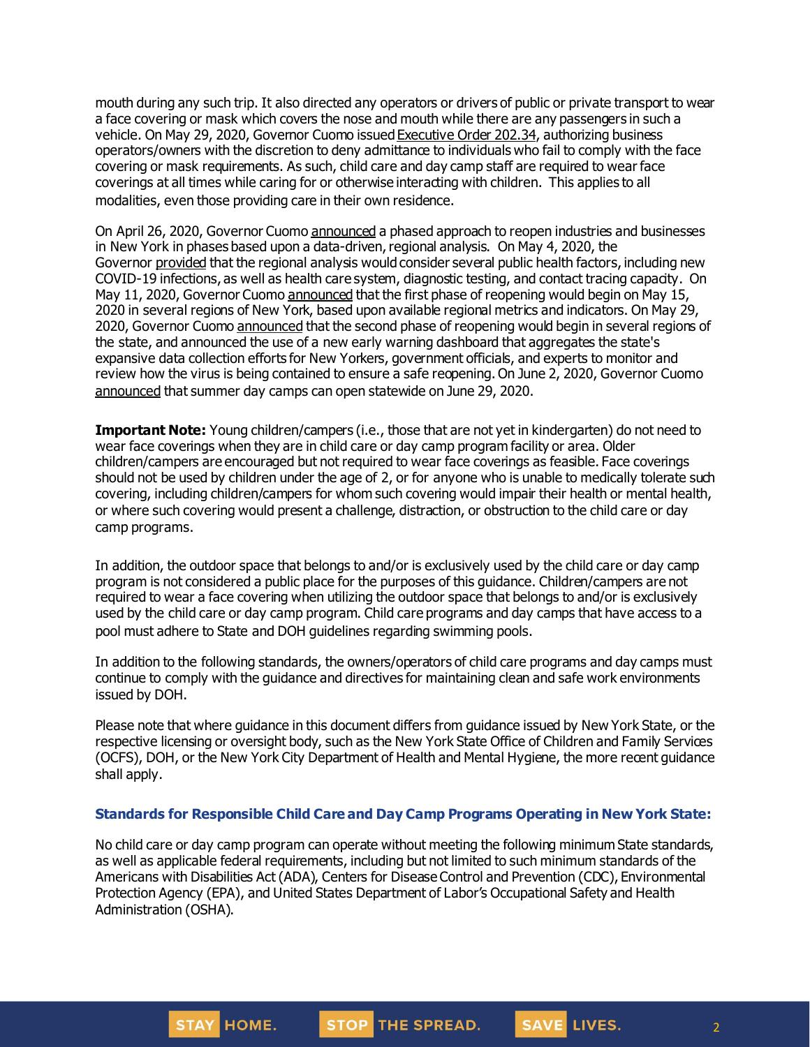mouth during any such trip. It also directed any operators or drivers of public or private transport to wear a face covering or mask which covers the nose and mouth while there are any passengers in such a vehicle. On May 29, 2020, Governor Cuomo issued Executive Order 202.34, authorizing business operators/owners with the discretion to deny admittance to individuals who fail to comply with the face covering or mask requirements. As such, child care and day camp staff are required to wear face coverings at all times while caring for or otherwise interacting with children. This applies to all modalities, even those providing care in their own residence.

On April 26, 2020, Governor Cuomo announced a phased approach to reopen industries and businesses in New York in phases based upon a data-driven, regional analysis. On May 4, 2020, the Governor provided that the regional analysis would consider several public health factors, including new COVID-19 infections, as well as health care system, diagnostic testing, and contact tracing capacity. On May 11, 2020, Governor Cuomo announced that the first phase of reopening would begin on May 15, 2020 in several regions of New York, based upon available regional metrics and indicators. On May 29, 2020, Governor Cuomo announced that the second phase of reopening would begin in several regions of the state, and announced the use of a new early warning dashboard that aggregates the state's expansive data collection efforts for New Yorkers, government officials, and experts to monitor and review how the virus is being contained to ensure a safe reopening. On June 2, 2020, Governor Cuomo announced that summer day camps can open statewide on June 29, 2020.

**Important Note:** Young children/campers (i.e., those that are not yet in kindergarten) do not need to wear face coverings when they are in child care or day camp program facility or area. Older children/campers are encouraged but not required to wear face coverings as feasible. Face coverings should not be used by children under the age of 2, or for anyone who is unable to medically tolerate such covering, including children/campers for whom such covering would impair their health or mental health, or where such covering would present a challenge, distraction, or obstruction to the child care or day camp programs.

In addition, the outdoor space that belongs to and/or is exclusively used by the child care or day camp program is not considered a public place for the purposes of this guidance. Children/campers are not required to wear a face covering when utilizing the outdoor space that belongs to and/or is exclusively used by the child care or day camp program. Child care programs and day camps that have access to a pool must adhere to State and DOH guidelines regarding swimming pools.

In addition to the following standards, the owners/operators of child care programs and day camps must continue to comply with the guidance and directives for maintaining clean and safe work environments issued by DOH.

Please note that where guidance in this document differs from guidance issued by New York State, or the respective licensing or oversight body, such as the New York State Office of Children and Family Services (OCFS), DOH, or the New York City Department of Health and Mental Hygiene, the more recent guidance shall apply.

### Standards for Responsible Child Care and Day Camp Programs Operating in New York State:

No child care or day camp program can operate without meeting the following minimum State standards, as well as applicable federal requirements, including but not limited to such minimum standards of the Americans with Disabilities Act (ADA), Centers for Disease Control and Prevention (CDC), Environmental Protection Agency (EPA), and United States Department of Labor's Occupational Safety and Health Administration (OSHA).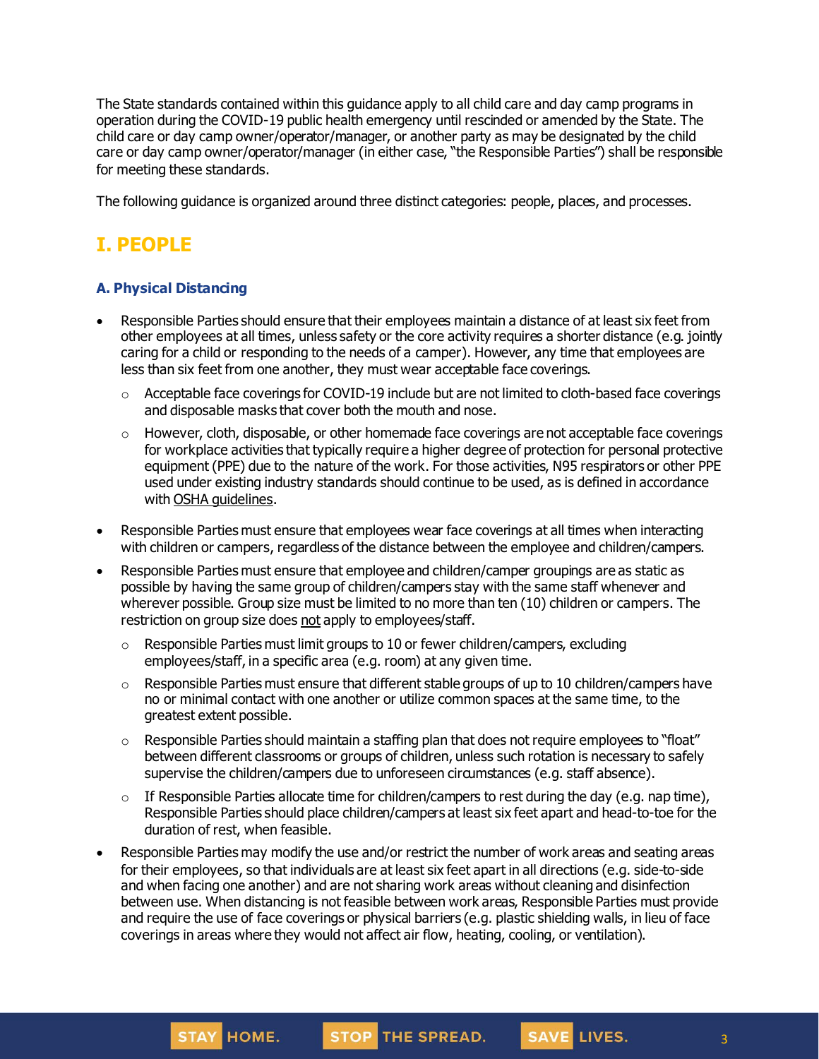The State standards contained within this guidance apply to all child care and day camp programs in operation during the COVID-19 public health emergency until rescinded or amended by the State. The child care or day camp owner/operator/manager, or another party as may be designated by the child care or day camp owner/operator/manager (in either case, "the Responsible Parties") shall be responsible for meeting these standards.

The following guidance is organized around three distinct categories: people, places, and processes.

## I. PEOPLE

### A. Physical Distancing

- Responsible Parties should ensure that their employees maintain a distance of at least six feet from other employees at all times, unless safety or the core activity requires a shorter distance (e.g. jointly caring for a child or responding to the needs of a camper). However, any time that employees are less than six feet from one another, they must wear acceptable face coverings.
  - Acceptable face coverings for COVID-19 include but are not limited to cloth-based face coverings and disposable masks that cover both the mouth and nose.
  - However, cloth, disposable, or other homemade face coverings are not acceptable face coverings for workplace activities that typically require a higher degree of protection for personal protective equipment (PPE) due to the nature of the work. For those activities, N95 respirators or other PPE used under existing industry standards should continue to be used, as is defined in accordance with OSHA guidelines.
- Responsible Parties must ensure that employees wear face coverings at all times when interacting with children or campers, regardless of the distance between the employee and children/campers.
- Responsible Parties must ensure that employee and children/camper groupings are as static as possible by having the same group of children/campers stay with the same staff whenever and wherever possible. Group size must be limited to no more than ten (10) children or campers. The restriction on group size does not apply to employees/staff.
  - Responsible Parties must limit groups to 10 or fewer children/campers, excluding employees/staff, in a specific area (e.g. room) at any given time.
  - Responsible Parties must ensure that different stable groups of up to 10 children/campers have no or minimal contact with one another or utilize common spaces at the same time, to the greatest extent possible.
  - Responsible Parties should maintain a staffing plan that does not require employees to "float" between different classrooms or groups of children, unless such rotation is necessary to safely supervise the children/campers due to unforeseen circumstances (e.g. staff absence).
  - If Responsible Parties allocate time for children/campers to rest during the day (e.g. nap time), Responsible Parties should place children/campers at least six feet apart and head-to-toe for the duration of rest, when feasible.
- Responsible Parties may modify the use and/or restrict the number of work areas and seating areas for their employees, so that individuals are at least six feet apart in all directions (e.g. side-to-side and when facing one another) and are not sharing work areas without cleaning and disinfection between use. When distancing is not feasible between work areas, Responsible Parties must provide and require the use of face coverings or physical barriers (e.g. plastic shielding walls, in lieu of face coverings in areas where they would not affect air flow, heating, cooling, or ventilation).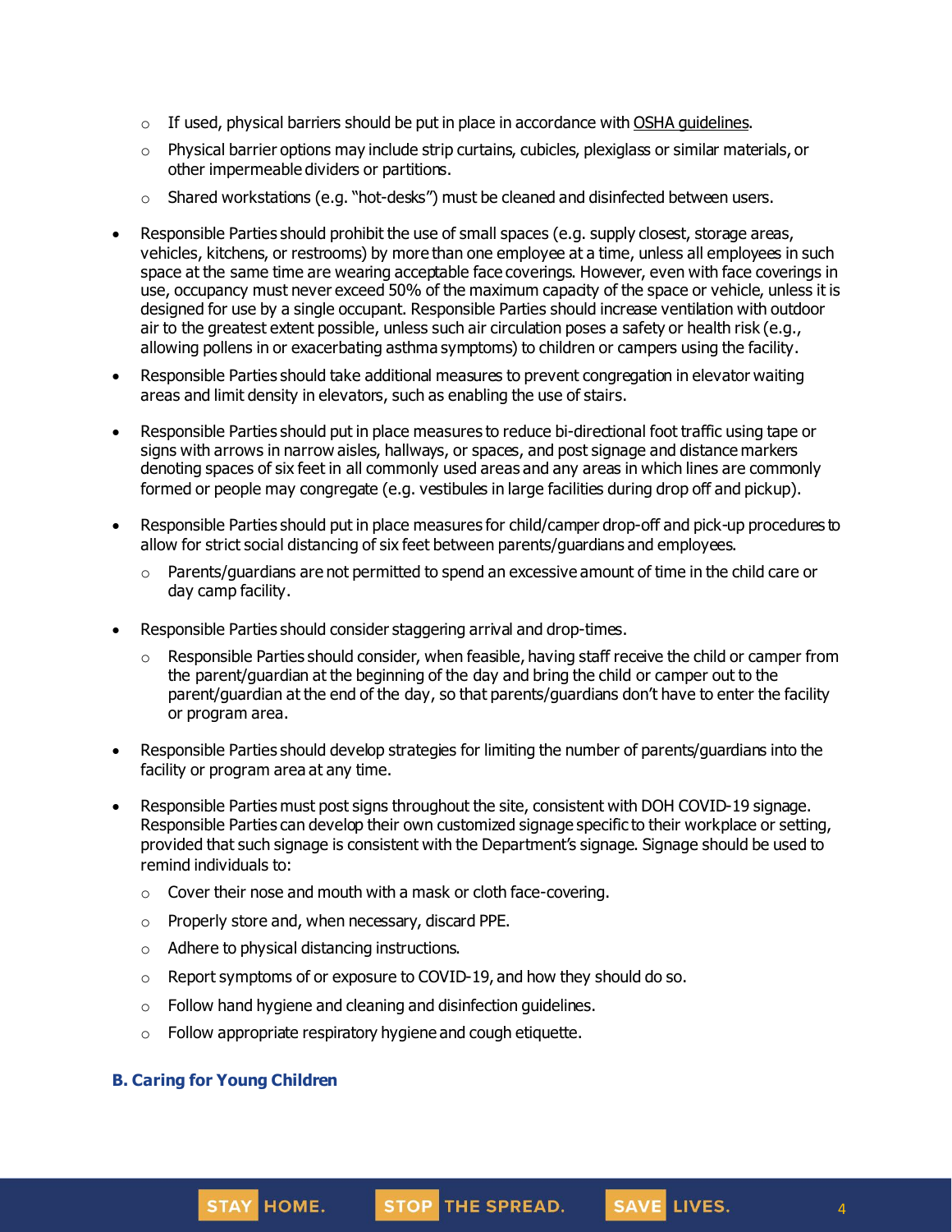- If used, physical barriers should be put in place in accordance with OSHA guidelines.
  - Physical barrier options may include strip curtains, cubicles, plexiglass or similar materials, or other impermeable dividers or partitions.
  - Shared workstations (e.g. "hot-desks") must be cleaned and disinfected between users.

- Responsible Parties should prohibit the use of small spaces (e.g. supply closest, storage areas, vehicles, kitchens, or restrooms) by more than one employee at a time, unless all employees in such space at the same time are wearing acceptable face coverings. However, even with face coverings in use, occupancy must never exceed 50% of the maximum capacity of the space or vehicle, unless it is designed for use by a single occupant. Responsible Parties should increase ventilation with outdoor air to the greatest extent possible, unless such air circulation poses a safety or health risk (e.g., allowing pollens in or exacerbating asthma symptoms) to children or campers using the facility.

- Responsible Parties should take additional measures to prevent congregation in elevator waiting areas and limit density in elevators, such as enabling the use of stairs.

- Responsible Parties should put in place measures to reduce bi-directional foot traffic using tape or signs with arrows in narrow aisles, hallways, or spaces, and post signage and distance markers denoting spaces of six feet in all commonly used areas and any areas in which lines are commonly formed or people may congregate (e.g. vestibules in large facilities during drop off and pickup).

- Responsible Parties should put in place measures for child/camper drop-off and pick-up procedures to allow for strict social distancing of six feet between parents/guardians and employees.
  - Parents/guardians are not permitted to spend an excessive amount of time in the child care or day camp facility.

- Responsible Parties should consider staggering arrival and drop-times.
  - Responsible Parties should consider, when feasible, having staff receive the child or camper from the parent/guardian at the beginning of the day and bring the child or camper out to the parent/guardian at the end of the day, so that parents/guardians don't have to enter the facility or program area.

- Responsible Parties should develop strategies for limiting the number of parents/guardians into the facility or program area at any time.

- Responsible Parties must post signs throughout the site, consistent with DOH COVID-19 signage. Responsible Parties can develop their own customized signage specific to their workplace or setting, provided that such signage is consistent with the Department's signage. Signage should be used to remind individuals to:
  - Cover their nose and mouth with a mask or cloth face-covering.
  - Properly store and, when necessary, discard PPE.
  - Adhere to physical distancing instructions.
  - Report symptoms of or exposure to COVID-19, and how they should do so.
  - Follow hand hygiene and cleaning and disinfection guidelines.
  - Follow appropriate respiratory hygiene and cough etiquette.

### B. Caring for Young Children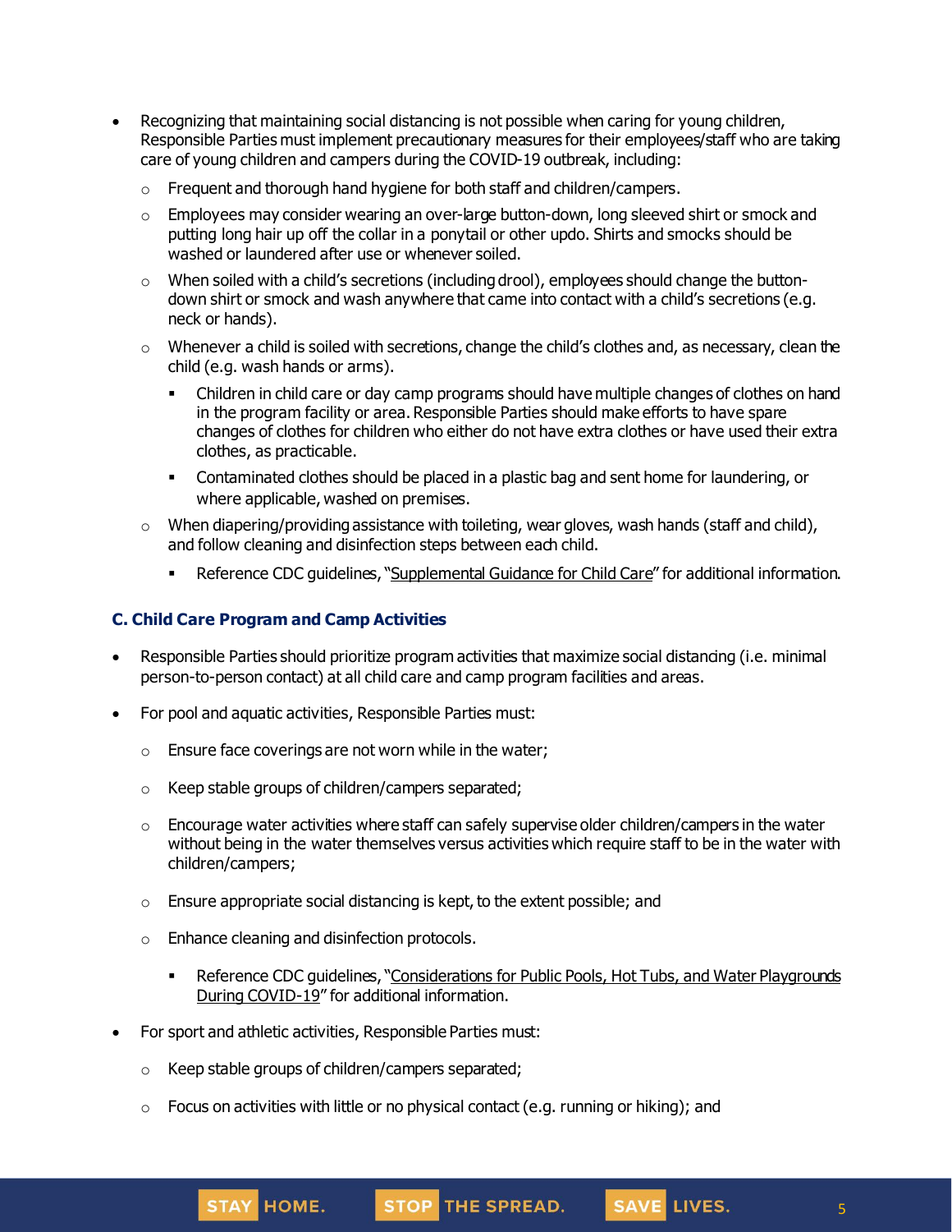- Recognizing that maintaining social distancing is not possible when caring for young children, Responsible Parties must implement precautionary measures for their employees/staff who are taking care of young children and campers during the COVID-19 outbreak, including:
  - Frequent and thorough hand hygiene for both staff and children/campers.
  - Employees may consider wearing an over-large button-down, long sleeved shirt or smock and putting long hair up off the collar in a ponytail or other updo. Shirts and smocks should be washed or laundered after use or whenever soiled.
  - When soiled with a child's secretions (including drool), employees should change the button-down shirt or smock and wash anywhere that came into contact with a child's secretions (e.g. neck or hands).
  - Whenever a child is soiled with secretions, change the child's clothes and, as necessary, clean the child (e.g. wash hands or arms).
    - Children in child care or day camp programs should have multiple changes of clothes on hand in the program facility or area. Responsible Parties should make efforts to have spare changes of clothes for children who either do not have extra clothes or have used their extra clothes, as practicable.
    - Contaminated clothes should be placed in a plastic bag and sent home for laundering, or where applicable, washed on premises.
  - When diapering/providing assistance with toileting, wear gloves, wash hands (staff and child), and follow cleaning and disinfection steps between each child.
    - Reference CDC guidelines, "Supplemental Guidance for Child Care" for additional information.

### C. Child Care Program and Camp Activities

- Responsible Parties should prioritize program activities that maximize social distancing (i.e. minimal person-to-person contact) at all child care and camp program facilities and areas.
- For pool and aquatic activities, Responsible Parties must:
  - Ensure face coverings are not worn while in the water;
  - Keep stable groups of children/campers separated;
  - Encourage water activities where staff can safely supervise older children/campers in the water without being in the water themselves versus activities which require staff to be in the water with children/campers;
  - Ensure appropriate social distancing is kept, to the extent possible; and
  - Enhance cleaning and disinfection protocols.
    - Reference CDC guidelines, "Considerations for Public Pools, Hot Tubs, and Water Playgrounds During COVID-19" for additional information.
- For sport and athletic activities, Responsible Parties must:
  - Keep stable groups of children/campers separated;
  - Focus on activities with little or no physical contact (e.g. running or hiking); and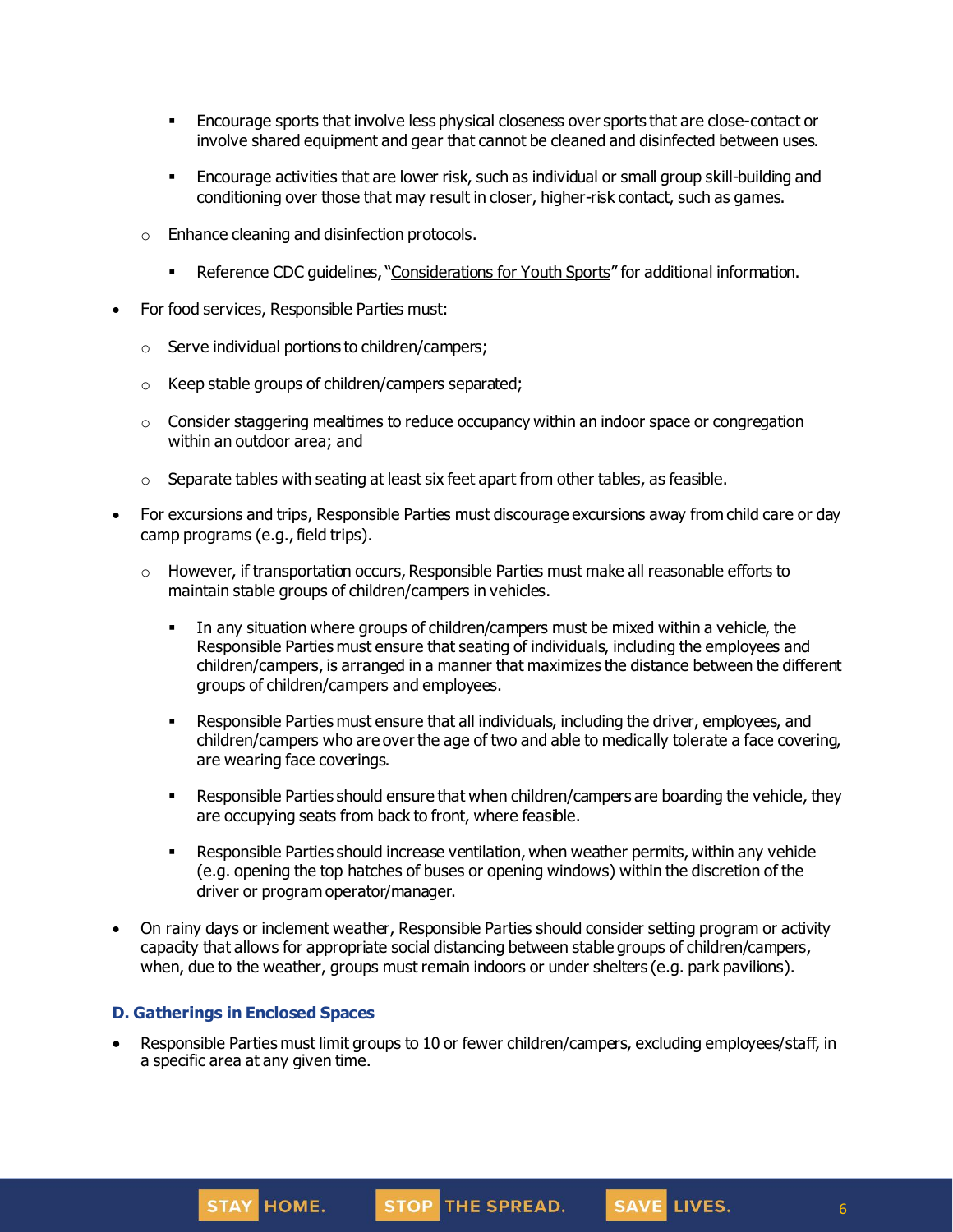- Encourage sports that involve less physical closeness over sports that are close-contact or involve shared equipment and gear that cannot be cleaned and disinfected between uses.
        - Encourage activities that are lower risk, such as individual or small group skill-building and conditioning over those that may result in closer, higher-risk contact, such as games.
    - Enhance cleaning and disinfection protocols.
        - Reference CDC guidelines, "Considerations for Youth Sports" for additional information.
- For food services, Responsible Parties must:
    - Serve individual portions to children/campers;
    - Keep stable groups of children/campers separated;
    - Consider staggering mealtimes to reduce occupancy within an indoor space or congregation within an outdoor area; and
    - Separate tables with seating at least six feet apart from other tables, as feasible.
- For excursions and trips, Responsible Parties must discourage excursions away from child care or day camp programs (e.g., field trips).
    - However, if transportation occurs, Responsible Parties must make all reasonable efforts to maintain stable groups of children/campers in vehicles.
        - In any situation where groups of children/campers must be mixed within a vehicle, the Responsible Parties must ensure that seating of individuals, including the employees and children/campers, is arranged in a manner that maximizes the distance between the different groups of children/campers and employees.
        - Responsible Parties must ensure that all individuals, including the driver, employees, and children/campers who are over the age of two and able to medically tolerate a face covering, are wearing face coverings.
        - Responsible Parties should ensure that when children/campers are boarding the vehicle, they are occupying seats from back to front, where feasible.
        - Responsible Parties should increase ventilation, when weather permits, within any vehicle (e.g. opening the top hatches of buses or opening windows) within the discretion of the driver or program operator/manager.
- On rainy days or inclement weather, Responsible Parties should consider setting program or activity capacity that allows for appropriate social distancing between stable groups of children/campers, when, due to the weather, groups must remain indoors or under shelters (e.g. park pavilions).

### D. Gatherings in Enclosed Spaces

- Responsible Parties must limit groups to 10 or fewer children/campers, excluding employees/staff, in a specific area at any given time.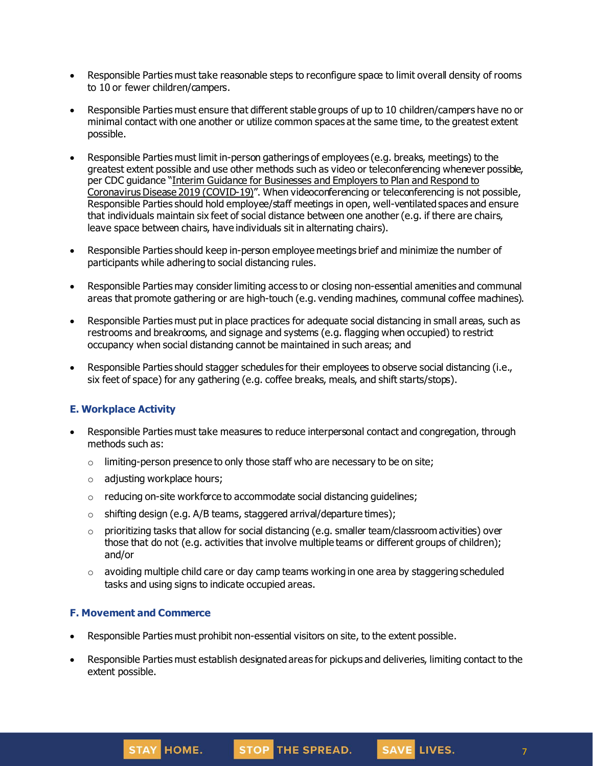- Responsible Parties must take reasonable steps to reconfigure space to limit overall density of rooms to 10 or fewer children/campers.
- Responsible Parties must ensure that different stable groups of up to 10 children/campers have no or minimal contact with one another or utilize common spaces at the same time, to the greatest extent possible.
- Responsible Parties must limit in-person gatherings of employees (e.g. breaks, meetings) to the greatest extent possible and use other methods such as video or teleconferencing whenever possible, per CDC guidance "Interim Guidance for Businesses and Employers to Plan and Respond to Coronavirus Disease 2019 (COVID-19)". When videoconferencing or teleconferencing is not possible, Responsible Parties should hold employee/staff meetings in open, well-ventilated spaces and ensure that individuals maintain six feet of social distance between one another (e.g. if there are chairs, leave space between chairs, have individuals sit in alternating chairs).
- Responsible Parties should keep in-person employee meetings brief and minimize the number of participants while adhering to social distancing rules.
- Responsible Parties may consider limiting access to or closing non-essential amenities and communal areas that promote gathering or are high-touch (e.g. vending machines, communal coffee machines).
- Responsible Parties must put in place practices for adequate social distancing in small areas, such as restrooms and breakrooms, and signage and systems (e.g. flagging when occupied) to restrict occupancy when social distancing cannot be maintained in such areas; and
- Responsible Parties should stagger schedules for their employees to observe social distancing (i.e., six feet of space) for any gathering (e.g. coffee breaks, meals, and shift starts/stops).

### E. Workplace Activity

- Responsible Parties must take measures to reduce interpersonal contact and congregation, through methods such as:
  - limiting-person presence to only those staff who are necessary to be on site;
  - adjusting workplace hours;
  - reducing on-site workforce to accommodate social distancing guidelines;
  - shifting design (e.g. A/B teams, staggered arrival/departure times);
  - prioritizing tasks that allow for social distancing (e.g. smaller team/classroom activities) over those that do not (e.g. activities that involve multiple teams or different groups of children); and/or
  - avoiding multiple child care or day camp teams working in one area by staggering scheduled tasks and using signs to indicate occupied areas.

### F. Movement and Commerce

- Responsible Parties must prohibit non-essential visitors on site, to the extent possible.
- Responsible Parties must establish designated areas for pickups and deliveries, limiting contact to the extent possible.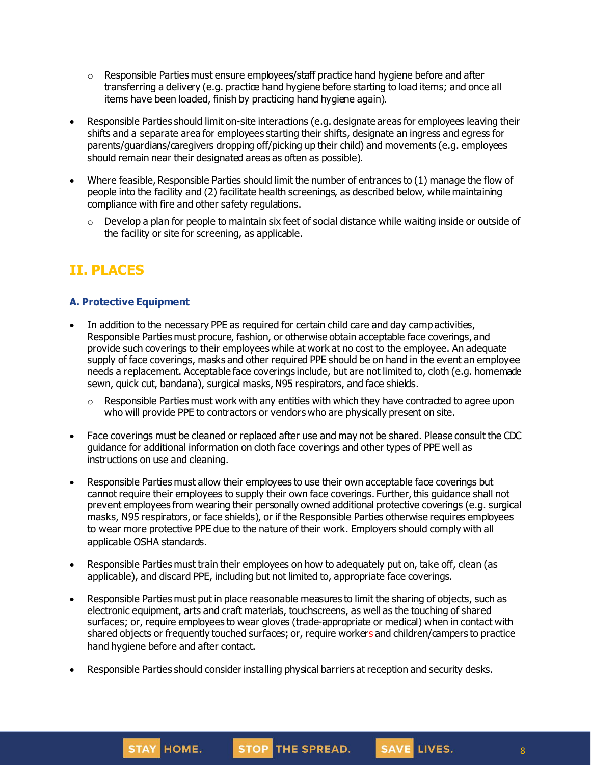- Responsible Parties must ensure employees/staff practice hand hygiene before and after transferring a delivery (e.g. practice hand hygiene before starting to load items; and once all items have been loaded, finish by practicing hand hygiene again).

- Responsible Parties should limit on-site interactions (e.g. designate areas for employees leaving their shifts and a separate area for employees starting their shifts, designate an ingress and egress for parents/guardians/caregivers dropping off/picking up their child) and movements (e.g. employees should remain near their designated areas as often as possible).

- Where feasible, Responsible Parties should limit the number of entrances to (1) manage the flow of people into the facility and (2) facilitate health screenings, as described below, while maintaining compliance with fire and other safety regulations.
  - Develop a plan for people to maintain six feet of social distance while waiting inside or outside of the facility or site for screening, as applicable.

## II. PLACES

### A. Protective Equipment

- In addition to the necessary PPE as required for certain child care and day camp activities, Responsible Parties must procure, fashion, or otherwise obtain acceptable face coverings, and provide such coverings to their employees while at work at no cost to the employee. An adequate supply of face coverings, masks and other required PPE should be on hand in the event an employee needs a replacement. Acceptable face coverings include, but are not limited to, cloth (e.g. homemade sewn, quick cut, bandana), surgical masks, N95 respirators, and face shields.
  - Responsible Parties must work with any entities with which they have contracted to agree upon who will provide PPE to contractors or vendors who are physically present on site.

- Face coverings must be cleaned or replaced after use and may not be shared. Please consult the CDC guidance for additional information on cloth face coverings and other types of PPE well as instructions on use and cleaning.

- Responsible Parties must allow their employees to use their own acceptable face coverings but cannot require their employees to supply their own face coverings. Further, this guidance shall not prevent employees from wearing their personally owned additional protective coverings (e.g. surgical masks, N95 respirators, or face shields), or if the Responsible Parties otherwise requires employees to wear more protective PPE due to the nature of their work. Employers should comply with all applicable OSHA standards.

- Responsible Parties must train their employees on how to adequately put on, take off, clean (as applicable), and discard PPE, including but not limited to, appropriate face coverings.

- Responsible Parties must put in place reasonable measures to limit the sharing of objects, such as electronic equipment, arts and craft materials, touchscreens, as well as the touching of shared surfaces; or, require employees to wear gloves (trade-appropriate or medical) when in contact with shared objects or frequently touched surfaces; or, require workers and children/campers to practice hand hygiene before and after contact.

- Responsible Parties should consider installing physical barriers at reception and security desks.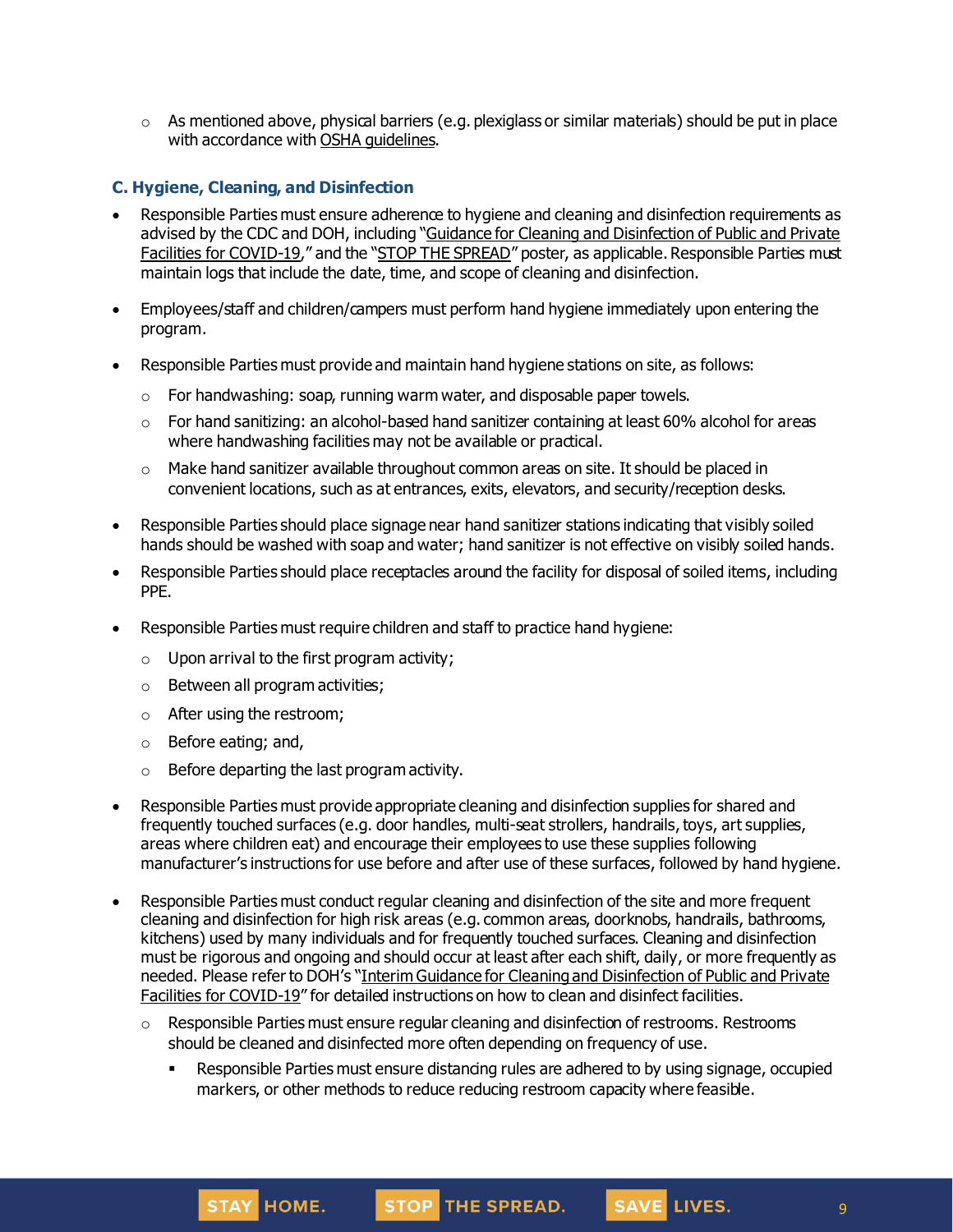- As mentioned above, physical barriers (e.g. plexiglass or similar materials) should be put in place with accordance with OSHA guidelines.

### C. Hygiene, Cleaning, and Disinfection

- Responsible Parties must ensure adherence to hygiene and cleaning and disinfection requirements as advised by the CDC and DOH, including "Guidance for Cleaning and Disinfection of Public and Private Facilities for COVID-19," and the "STOP THE SPREAD" poster, as applicable. Responsible Parties must maintain logs that include the date, time, and scope of cleaning and disinfection.

- Employees/staff and children/campers must perform hand hygiene immediately upon entering the program.

- Responsible Parties must provide and maintain hand hygiene stations on site, as follows:
  - For handwashing: soap, running warm water, and disposable paper towels.
  - For hand sanitizing: an alcohol-based hand sanitizer containing at least 60% alcohol for areas where handwashing facilities may not be available or practical.
  - Make hand sanitizer available throughout common areas on site. It should be placed in convenient locations, such as at entrances, exits, elevators, and security/reception desks.

- Responsible Parties should place signage near hand sanitizer stations indicating that visibly soiled hands should be washed with soap and water; hand sanitizer is not effective on visibly soiled hands.

- Responsible Parties should place receptacles around the facility for disposal of soiled items, including PPE.

- Responsible Parties must require children and staff to practice hand hygiene:
  - Upon arrival to the first program activity;
  - Between all program activities;
  - After using the restroom;
  - Before eating; and,
  - Before departing the last program activity.

- Responsible Parties must provide appropriate cleaning and disinfection supplies for shared and frequently touched surfaces (e.g. door handles, multi-seat strollers, handrails, toys, art supplies, areas where children eat) and encourage their employees to use these supplies following manufacturer's instructions for use before and after use of these surfaces, followed by hand hygiene.

- Responsible Parties must conduct regular cleaning and disinfection of the site and more frequent cleaning and disinfection for high risk areas (e.g. common areas, doorknobs, handrails, bathrooms, kitchens) used by many individuals and for frequently touched surfaces. Cleaning and disinfection must be rigorous and ongoing and should occur at least after each shift, daily, or more frequently as needed. Please refer to DOH's "Interim Guidance for Cleaning and Disinfection of Public and Private Facilities for COVID-19" for detailed instructions on how to clean and disinfect facilities.
  - Responsible Parties must ensure regular cleaning and disinfection of restrooms. Restrooms should be cleaned and disinfected more often depending on frequency of use.
    - Responsible Parties must ensure distancing rules are adhered to by using signage, occupied markers, or other methods to reduce reducing restroom capacity where feasible.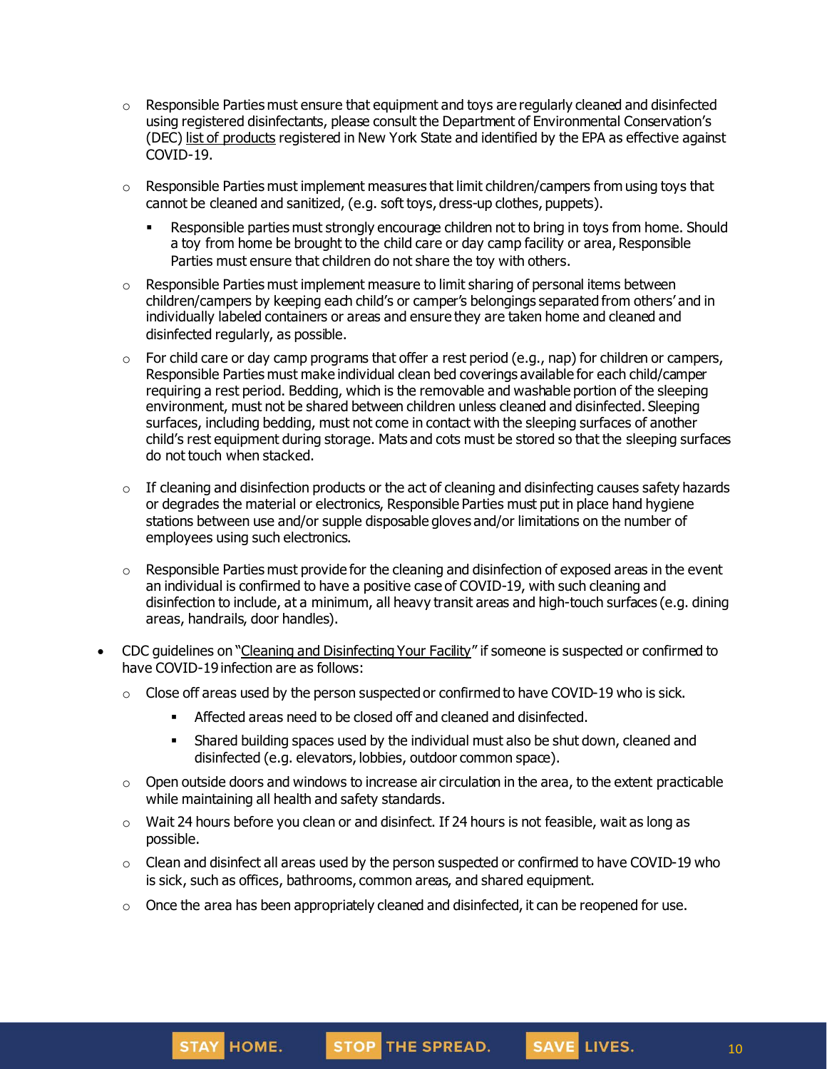- Responsible Parties must ensure that equipment and toys are regularly cleaned and disinfected using registered disinfectants, please consult the Department of Environmental Conservation's (DEC) list of products registered in New York State and identified by the EPA as effective against COVID-19.
   - Responsible Parties must implement measures that limit children/campers from using toys that cannot be cleaned and sanitized, (e.g. soft toys, dress-up clothes, puppets).
     - Responsible parties must strongly encourage children not to bring in toys from home. Should a toy from home be brought to the child care or day camp facility or area, Responsible Parties must ensure that children do not share the toy with others.
   - Responsible Parties must implement measure to limit sharing of personal items between children/campers by keeping each child's or camper's belongings separated from others' and in individually labeled containers or areas and ensure they are taken home and cleaned and disinfected regularly, as possible.
   - For child care or day camp programs that offer a rest period (e.g., nap) for children or campers, Responsible Parties must make individual clean bed coverings available for each child/camper requiring a rest period. Bedding, which is the removable and washable portion of the sleeping environment, must not be shared between children unless cleaned and disinfected. Sleeping surfaces, including bedding, must not come in contact with the sleeping surfaces of another child's rest equipment during storage. Mats and cots must be stored so that the sleeping surfaces do not touch when stacked.
   - If cleaning and disinfection products or the act of cleaning and disinfecting causes safety hazards or degrades the material or electronics, Responsible Parties must put in place hand hygiene stations between use and/or supple disposable gloves and/or limitations on the number of employees using such electronics.
   - Responsible Parties must provide for the cleaning and disinfection of exposed areas in the event an individual is confirmed to have a positive case of COVID-19, with such cleaning and disinfection to include, at a minimum, all heavy transit areas and high-touch surfaces (e.g. dining areas, handrails, door handles).

- CDC guidelines on "Cleaning and Disinfecting Your Facility" if someone is suspected or confirmed to have COVID-19 infection are as follows:
   - Close off areas used by the person suspected or confirmed to have COVID-19 who is sick.
     - Affected areas need to be closed off and cleaned and disinfected.
     - Shared building spaces used by the individual must also be shut down, cleaned and disinfected (e.g. elevators, lobbies, outdoor common space).
   - Open outside doors and windows to increase air circulation in the area, to the extent practicable while maintaining all health and safety standards.
   - Wait 24 hours before you clean or and disinfect. If 24 hours is not feasible, wait as long as possible.
   - Clean and disinfect all areas used by the person suspected or confirmed to have COVID-19 who is sick, such as offices, bathrooms, common areas, and shared equipment.
   - Once the area has been appropriately cleaned and disinfected, it can be reopened for use.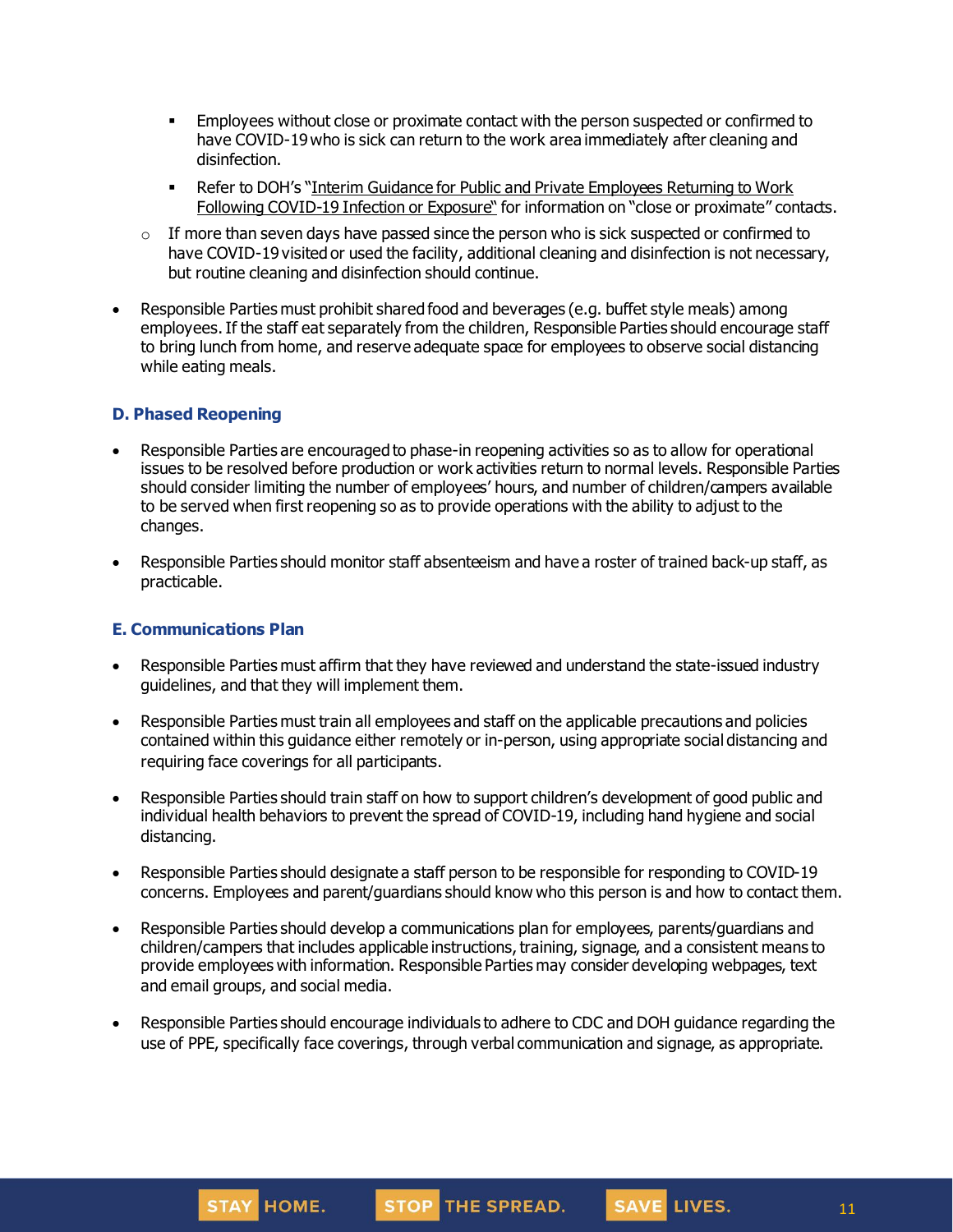- Employees without close or proximate contact with the person suspected or confirmed to have COVID-19 who is sick can return to the work area immediately after cleaning and disinfection.
    - Refer to DOH's "Interim Guidance for Public and Private Employees Returning to Work Following COVID-19 Infection or Exposure" for information on "close or proximate" contacts.
  - If more than seven days have passed since the person who is sick suspected or confirmed to have COVID-19 visited or used the facility, additional cleaning and disinfection is not necessary, but routine cleaning and disinfection should continue.

- Responsible Parties must prohibit shared food and beverages (e.g. buffet style meals) among employees. If the staff eat separately from the children, Responsible Parties should encourage staff to bring lunch from home, and reserve adequate space for employees to observe social distancing while eating meals.

### D. Phased Reopening

- Responsible Parties are encouraged to phase-in reopening activities so as to allow for operational issues to be resolved before production or work activities return to normal levels. Responsible Parties should consider limiting the number of employees' hours, and number of children/campers available to be served when first reopening so as to provide operations with the ability to adjust to the changes.
- Responsible Parties should monitor staff absenteeism and have a roster of trained back-up staff, as practicable.

### E. Communications Plan

- Responsible Parties must affirm that they have reviewed and understand the state-issued industry guidelines, and that they will implement them.
- Responsible Parties must train all employees and staff on the applicable precautions and policies contained within this guidance either remotely or in-person, using appropriate social distancing and requiring face coverings for all participants.
- Responsible Parties should train staff on how to support children's development of good public and individual health behaviors to prevent the spread of COVID-19, including hand hygiene and social distancing.
- Responsible Parties should designate a staff person to be responsible for responding to COVID-19 concerns. Employees and parent/guardians should know who this person is and how to contact them.
- Responsible Parties should develop a communications plan for employees, parents/guardians and children/campers that includes applicable instructions, training, signage, and a consistent means to provide employees with information. Responsible Parties may consider developing webpages, text and email groups, and social media.
- Responsible Parties should encourage individuals to adhere to CDC and DOH guidance regarding the use of PPE, specifically face coverings, through verbal communication and signage, as appropriate.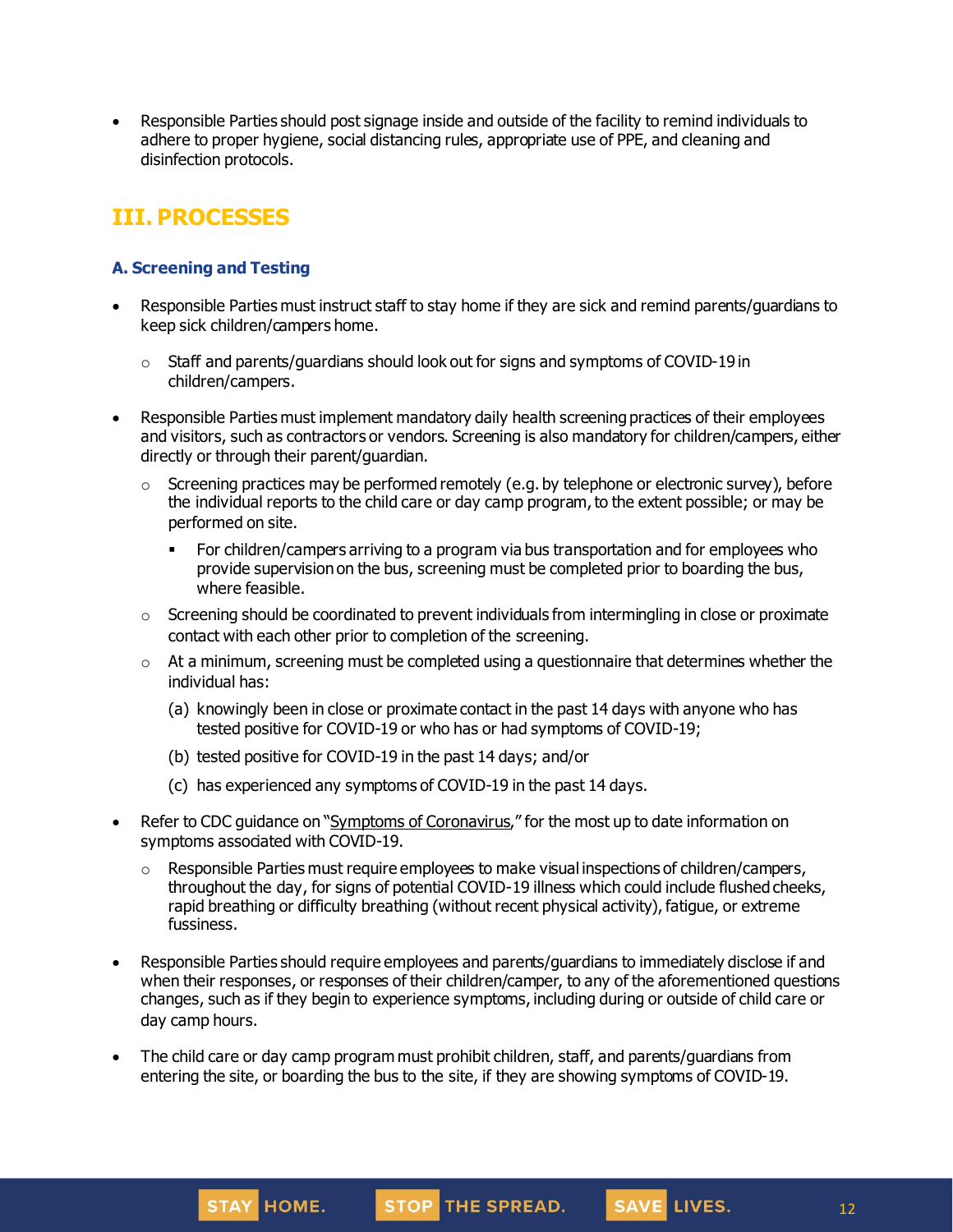- Responsible Parties should post signage inside and outside of the facility to remind individuals to adhere to proper hygiene, social distancing rules, appropriate use of PPE, and cleaning and disinfection protocols.

## III. PROCESSES

### A. Screening and Testing

- Responsible Parties must instruct staff to stay home if they are sick and remind parents/guardians to keep sick children/campers home.
  - Staff and parents/guardians should look out for signs and symptoms of COVID-19 in children/campers.
- Responsible Parties must implement mandatory daily health screening practices of their employees and visitors, such as contractors or vendors. Screening is also mandatory for children/campers, either directly or through their parent/guardian.
  - Screening practices may be performed remotely (e.g. by telephone or electronic survey), before the individual reports to the child care or day camp program, to the extent possible; or may be performed on site.
    - For children/campers arriving to a program via bus transportation and for employees who provide supervision on the bus, screening must be completed prior to boarding the bus, where feasible.
  - Screening should be coordinated to prevent individuals from intermingling in close or proximate contact with each other prior to completion of the screening.
  - At a minimum, screening must be completed using a questionnaire that determines whether the individual has:

    (a) knowingly been in close or proximate contact in the past 14 days with anyone who has tested positive for COVID-19 or who has or had symptoms of COVID-19;

    (b) tested positive for COVID-19 in the past 14 days; and/or

    (c) has experienced any symptoms of COVID-19 in the past 14 days.
- Refer to CDC guidance on "Symptoms of Coronavirus," for the most up to date information on symptoms associated with COVID-19.
  - Responsible Parties must require employees to make visual inspections of children/campers, throughout the day, for signs of potential COVID-19 illness which could include flushed cheeks, rapid breathing or difficulty breathing (without recent physical activity), fatigue, or extreme fussiness.
- Responsible Parties should require employees and parents/guardians to immediately disclose if and when their responses, or responses of their children/camper, to any of the aforementioned questions changes, such as if they begin to experience symptoms, including during or outside of child care or day camp hours.
- The child care or day camp program must prohibit children, staff, and parents/guardians from entering the site, or boarding the bus to the site, if they are showing symptoms of COVID-19.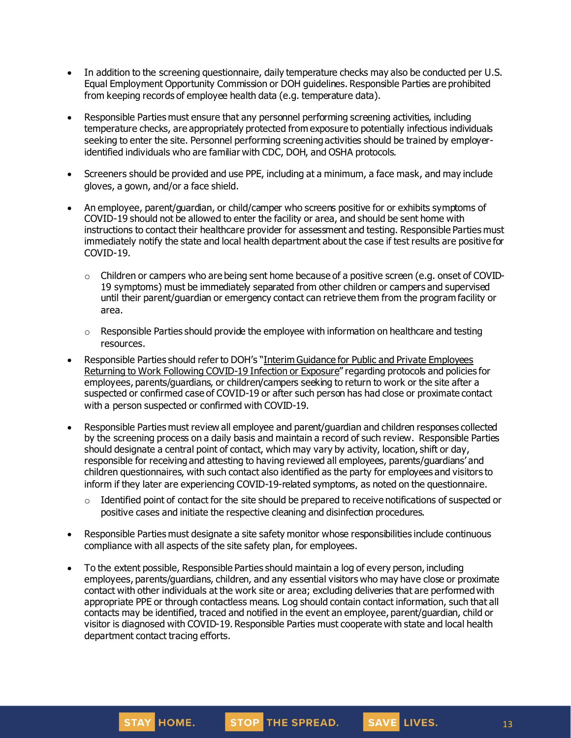- In addition to the screening questionnaire, daily temperature checks may also be conducted per U.S. Equal Employment Opportunity Commission or DOH guidelines. Responsible Parties are prohibited from keeping records of employee health data (e.g. temperature data).

- Responsible Parties must ensure that any personnel performing screening activities, including temperature checks, are appropriately protected from exposure to potentially infectious individuals seeking to enter the site. Personnel performing screening activities should be trained by employer-identified individuals who are familiar with CDC, DOH, and OSHA protocols.

- Screeners should be provided and use PPE, including at a minimum, a face mask, and may include gloves, a gown, and/or a face shield.

- An employee, parent/guardian, or child/camper who screens positive for or exhibits symptoms of COVID-19 should not be allowed to enter the facility or area, and should be sent home with instructions to contact their healthcare provider for assessment and testing. Responsible Parties must immediately notify the state and local health department about the case if test results are positive for COVID-19.

  - Children or campers who are being sent home because of a positive screen (e.g. onset of COVID-19 symptoms) must be immediately separated from other children or campers and supervised until their parent/guardian or emergency contact can retrieve them from the program facility or area.

  - Responsible Parties should provide the employee with information on healthcare and testing resources.

- Responsible Parties should refer to DOH's "Interim Guidance for Public and Private Employees Returning to Work Following COVID-19 Infection or Exposure" regarding protocols and policies for employees, parents/guardians, or children/campers seeking to return to work or the site after a suspected or confirmed case of COVID-19 or after such person has had close or proximate contact with a person suspected or confirmed with COVID-19.

- Responsible Parties must review all employee and parent/guardian and children responses collected by the screening process on a daily basis and maintain a record of such review. Responsible Parties should designate a central point of contact, which may vary by activity, location, shift or day, responsible for receiving and attesting to having reviewed all employees, parents/guardians' and children questionnaires, with such contact also identified as the party for employees and visitors to inform if they later are experiencing COVID-19-related symptoms, as noted on the questionnaire.

  - Identified point of contact for the site should be prepared to receive notifications of suspected or positive cases and initiate the respective cleaning and disinfection procedures.

- Responsible Parties must designate a site safety monitor whose responsibilities include continuous compliance with all aspects of the site safety plan, for employees.

- To the extent possible, Responsible Parties should maintain a log of every person, including employees, parents/guardians, children, and any essential visitors who may have close or proximate contact with other individuals at the work site or area; excluding deliveries that are performed with appropriate PPE or through contactless means. Log should contain contact information, such that all contacts may be identified, traced and notified in the event an employee, parent/guardian, child or visitor is diagnosed with COVID-19. Responsible Parties must cooperate with state and local health department contact tracing efforts.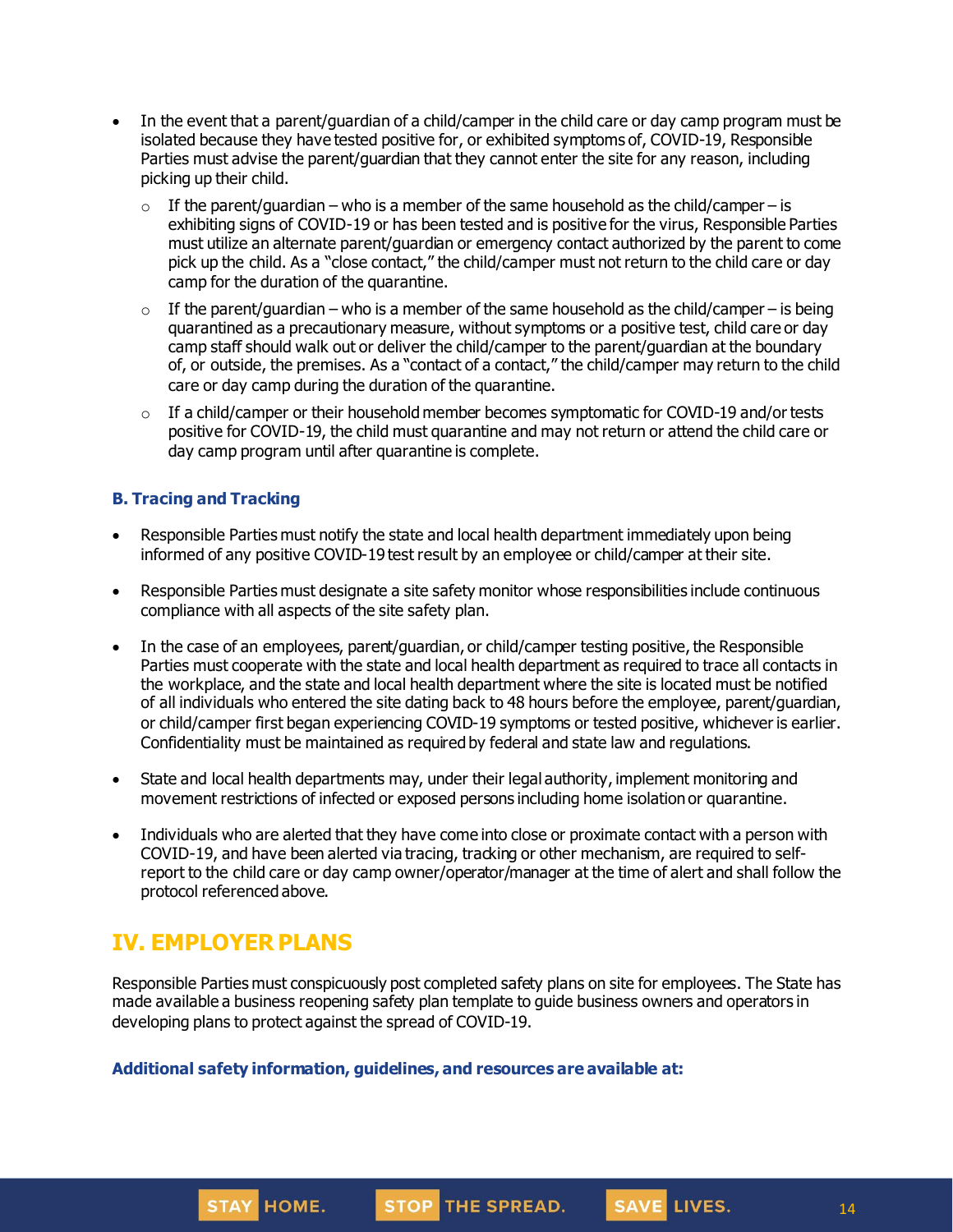- In the event that a parent/guardian of a child/camper in the child care or day camp program must be isolated because they have tested positive for, or exhibited symptoms of, COVID-19, Responsible Parties must advise the parent/guardian that they cannot enter the site for any reason, including picking up their child.
  - If the parent/guardian – who is a member of the same household as the child/camper – is exhibiting signs of COVID-19 or has been tested and is positive for the virus, Responsible Parties must utilize an alternate parent/guardian or emergency contact authorized by the parent to come pick up the child. As a "close contact," the child/camper must not return to the child care or day camp for the duration of the quarantine.
  - If the parent/guardian – who is a member of the same household as the child/camper – is being quarantined as a precautionary measure, without symptoms or a positive test, child care or day camp staff should walk out or deliver the child/camper to the parent/guardian at the boundary of, or outside, the premises. As a "contact of a contact," the child/camper may return to the child care or day camp during the duration of the quarantine.
  - If a child/camper or their household member becomes symptomatic for COVID-19 and/or tests positive for COVID-19, the child must quarantine and may not return or attend the child care or day camp program until after quarantine is complete.

### B. Tracing and Tracking

- Responsible Parties must notify the state and local health department immediately upon being informed of any positive COVID-19 test result by an employee or child/camper at their site.
- Responsible Parties must designate a site safety monitor whose responsibilities include continuous compliance with all aspects of the site safety plan.
- In the case of an employees, parent/guardian, or child/camper testing positive, the Responsible Parties must cooperate with the state and local health department as required to trace all contacts in the workplace, and the state and local health department where the site is located must be notified of all individuals who entered the site dating back to 48 hours before the employee, parent/guardian, or child/camper first began experiencing COVID-19 symptoms or tested positive, whichever is earlier. Confidentiality must be maintained as required by federal and state law and regulations.
- State and local health departments may, under their legal authority, implement monitoring and movement restrictions of infected or exposed persons including home isolation or quarantine.
- Individuals who are alerted that they have come into close or proximate contact with a person with COVID-19, and have been alerted via tracing, tracking or other mechanism, are required to self-report to the child care or day camp owner/operator/manager at the time of alert and shall follow the protocol referenced above.

## IV. EMPLOYER PLANS

Responsible Parties must conspicuously post completed safety plans on site for employees. The State has made available a business reopening safety plan template to guide business owners and operators in developing plans to protect against the spread of COVID-19.

**Additional safety information, guidelines, and resources are available at:**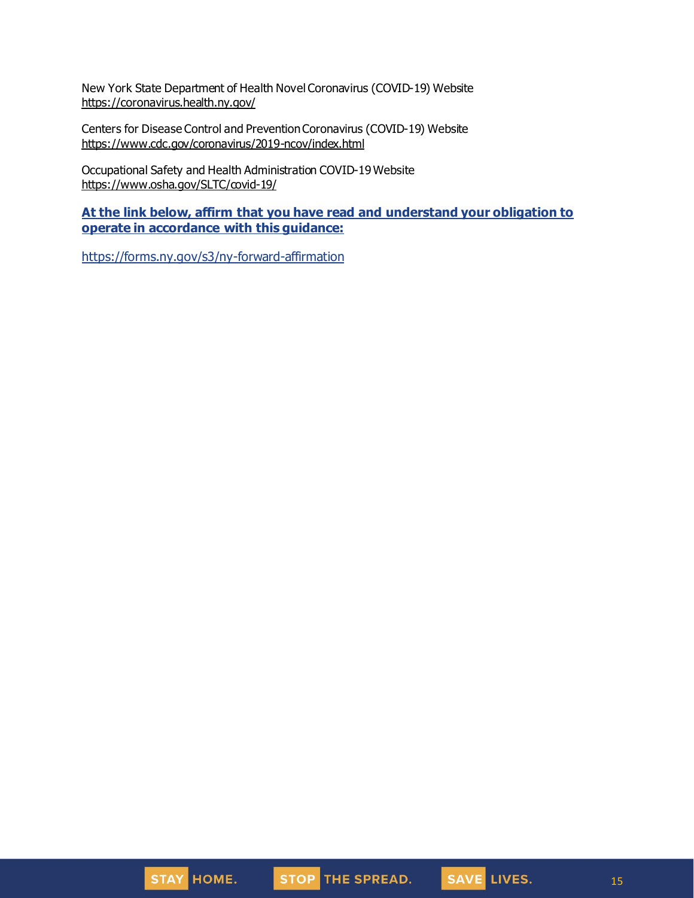New York State Department of Health Novel Coronavirus (COVID-19) Website
https://coronavirus.health.ny.gov/

Centers for Disease Control and Prevention Coronavirus (COVID-19) Website
https://www.cdc.gov/coronavirus/2019-ncov/index.html

Occupational Safety and Health Administration COVID-19 Website
https://www.osha.gov/SLTC/covid-19/

**At the link below, affirm that you have read and understand your obligation to operate in accordance with this guidance:**

https://forms.ny.gov/s3/ny-forward-affirmation